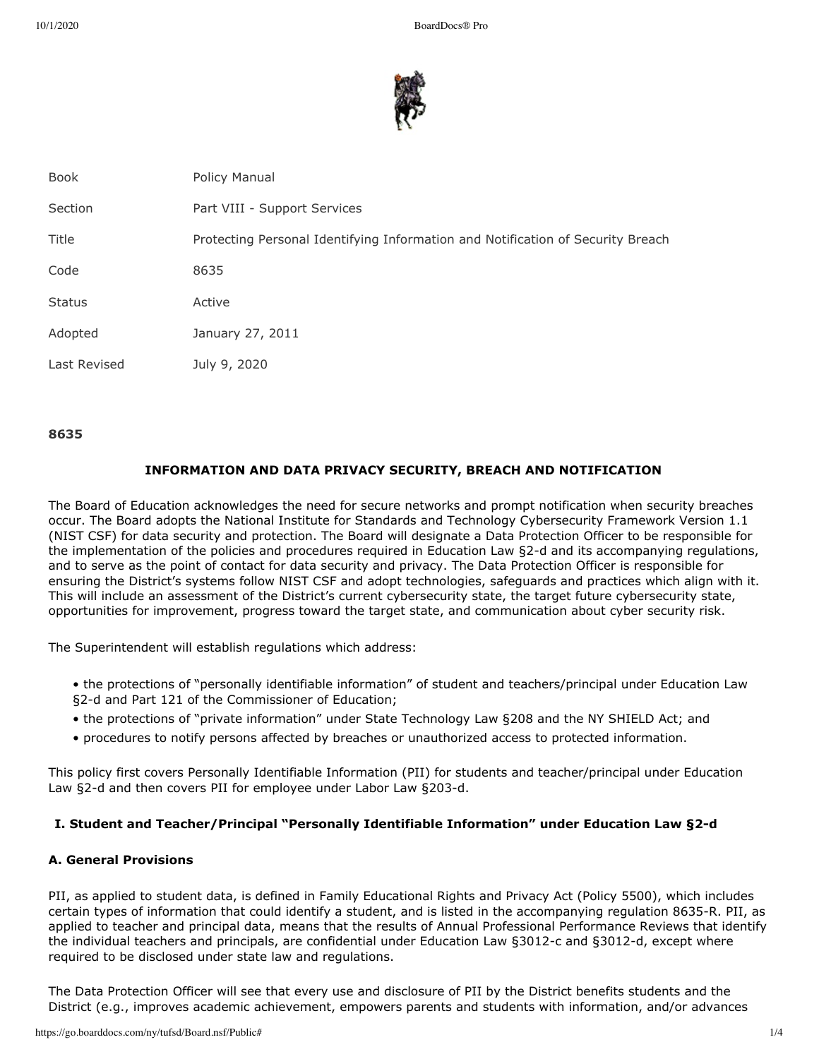| Book | Policy Manual |
|---|---|
| Section | Part VIII - Support Services |
| Title | Protecting Personal Identifying Information and Notification of Security Breach |
| Code | 8635 |
| Status | Active |
| Adopted | January 27, 2011 |
| Last Revised | July 9, 2020 |

**8635**

## INFORMATION AND DATA PRIVACY SECURITY, BREACH AND NOTIFICATION

The Board of Education acknowledges the need for secure networks and prompt notification when security breaches occur. The Board adopts the National Institute for Standards and Technology Cybersecurity Framework Version 1.1 (NIST CSF) for data security and protection. The Board will designate a Data Protection Officer to be responsible for the implementation of the policies and procedures required in Education Law §2-d and its accompanying regulations, and to serve as the point of contact for data security and privacy. The Data Protection Officer is responsible for ensuring the District's systems follow NIST CSF and adopt technologies, safeguards and practices which align with it. This will include an assessment of the District's current cybersecurity state, the target future cybersecurity state, opportunities for improvement, progress toward the target state, and communication about cyber security risk.

The Superintendent will establish regulations which address:

- the protections of "personally identifiable information" of student and teachers/principal under Education Law §2-d and Part 121 of the Commissioner of Education;
- the protections of "private information" under State Technology Law §208 and the NY SHIELD Act; and
- procedures to notify persons affected by breaches or unauthorized access to protected information.

This policy first covers Personally Identifiable Information (PII) for students and teacher/principal under Education Law §2-d and then covers PII for employee under Labor Law §203-d.

### I. Student and Teacher/Principal "Personally Identifiable Information" under Education Law §2-d

#### A. General Provisions

PII, as applied to student data, is defined in Family Educational Rights and Privacy Act (Policy 5500), which includes certain types of information that could identify a student, and is listed in the accompanying regulation 8635-R. PII, as applied to teacher and principal data, means that the results of Annual Professional Performance Reviews that identify the individual teachers and principals, are confidential under Education Law §3012-c and §3012-d, except where required to be disclosed under state law and regulations.

The Data Protection Officer will see that every use and disclosure of PII by the District benefits students and the District (e.g., improves academic achievement, empowers parents and students with information, and/or advances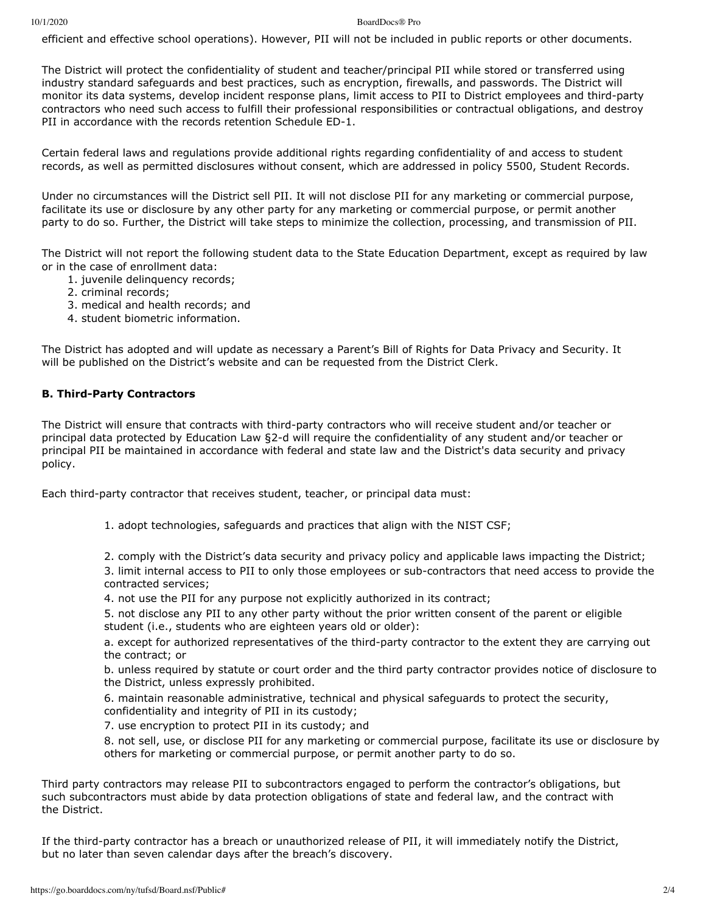efficient and effective school operations). However, PII will not be included in public reports or other documents.

The District will protect the confidentiality of student and teacher/principal PII while stored or transferred using industry standard safeguards and best practices, such as encryption, firewalls, and passwords. The District will monitor its data systems, develop incident response plans, limit access to PII to District employees and third-party contractors who need such access to fulfill their professional responsibilities or contractual obligations, and destroy PII in accordance with the records retention Schedule ED-1.

Certain federal laws and regulations provide additional rights regarding confidentiality of and access to student records, as well as permitted disclosures without consent, which are addressed in policy 5500, Student Records.

Under no circumstances will the District sell PII. It will not disclose PII for any marketing or commercial purpose, facilitate its use or disclosure by any other party for any marketing or commercial purpose, or permit another party to do so. Further, the District will take steps to minimize the collection, processing, and transmission of PII.

The District will not report the following student data to the State Education Department, except as required by law or in the case of enrollment data:

1. juvenile delinquency records;
2. criminal records;
3. medical and health records; and
4. student biometric information.

The District has adopted and will update as necessary a Parent's Bill of Rights for Data Privacy and Security. It will be published on the District's website and can be requested from the District Clerk.

### B. Third-Party Contractors

The District will ensure that contracts with third-party contractors who will receive student and/or teacher or principal data protected by Education Law §2-d will require the confidentiality of any student and/or teacher or principal PII be maintained in accordance with federal and state law and the District's data security and privacy policy.

Each third-party contractor that receives student, teacher, or principal data must:

1. adopt technologies, safeguards and practices that align with the NIST CSF;
2. comply with the District's data security and privacy policy and applicable laws impacting the District;
3. limit internal access to PII to only those employees or sub-contractors that need access to provide the contracted services;
4. not use the PII for any purpose not explicitly authorized in its contract;
5. not disclose any PII to any other party without the prior written consent of the parent or eligible student (i.e., students who are eighteen years old or older):
   a. except for authorized representatives of the third-party contractor to the extent they are carrying out the contract; or
   b. unless required by statute or court order and the third party contractor provides notice of disclosure to the District, unless expressly prohibited.
6. maintain reasonable administrative, technical and physical safeguards to protect the security, confidentiality and integrity of PII in its custody;
7. use encryption to protect PII in its custody; and
8. not sell, use, or disclose PII for any marketing or commercial purpose, facilitate its use or disclosure by others for marketing or commercial purpose, or permit another party to do so.

Third party contractors may release PII to subcontractors engaged to perform the contractor's obligations, but such subcontractors must abide by data protection obligations of state and federal law, and the contract with the District.

If the third-party contractor has a breach or unauthorized release of PII, it will immediately notify the District, but no later than seven calendar days after the breach's discovery.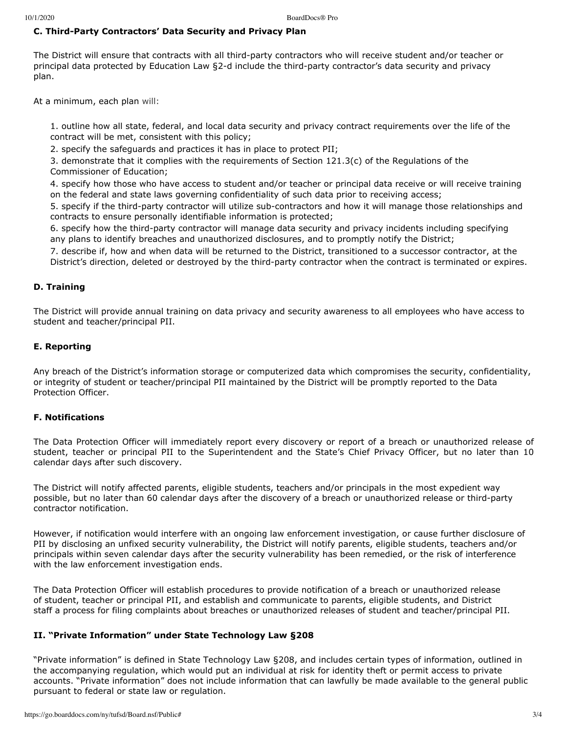### C. Third-Party Contractors' Data Security and Privacy Plan

The District will ensure that contracts with all third-party contractors who will receive student and/or teacher or principal data protected by Education Law §2-d include the third-party contractor's data security and privacy plan.

At a minimum, each plan will:

1. outline how all state, federal, and local data security and privacy contract requirements over the life of the contract will be met, consistent with this policy;
2. specify the safeguards and practices it has in place to protect PII;
3. demonstrate that it complies with the requirements of Section 121.3(c) of the Regulations of the Commissioner of Education;
4. specify how those who have access to student and/or teacher or principal data receive or will receive training on the federal and state laws governing confidentiality of such data prior to receiving access;
5. specify if the third-party contractor will utilize sub-contractors and how it will manage those relationships and contracts to ensure personally identifiable information is protected;
6. specify how the third-party contractor will manage data security and privacy incidents including specifying any plans to identify breaches and unauthorized disclosures, and to promptly notify the District;
7. describe if, how and when data will be returned to the District, transitioned to a successor contractor, at the District's direction, deleted or destroyed by the third-party contractor when the contract is terminated or expires.

### D. Training

The District will provide annual training on data privacy and security awareness to all employees who have access to student and teacher/principal PII.

### E. Reporting

Any breach of the District's information storage or computerized data which compromises the security, confidentiality, or integrity of student or teacher/principal PII maintained by the District will be promptly reported to the Data Protection Officer.

### F. Notifications

The Data Protection Officer will immediately report every discovery or report of a breach or unauthorized release of student, teacher or principal PII to the Superintendent and the State's Chief Privacy Officer, but no later than 10 calendar days after such discovery.

The District will notify affected parents, eligible students, teachers and/or principals in the most expedient way possible, but no later than 60 calendar days after the discovery of a breach or unauthorized release or third-party contractor notification.

However, if notification would interfere with an ongoing law enforcement investigation, or cause further disclosure of PII by disclosing an unfixed security vulnerability, the District will notify parents, eligible students, teachers and/or principals within seven calendar days after the security vulnerability has been remedied, or the risk of interference with the law enforcement investigation ends.

The Data Protection Officer will establish procedures to provide notification of a breach or unauthorized release of student, teacher or principal PII, and establish and communicate to parents, eligible students, and District staff a process for filing complaints about breaches or unauthorized releases of student and teacher/principal PII.

## II. "Private Information" under State Technology Law §208

"Private information" is defined in State Technology Law §208, and includes certain types of information, outlined in the accompanying regulation, which would put an individual at risk for identity theft or permit access to private accounts. "Private information" does not include information that can lawfully be made available to the general public pursuant to federal or state law or regulation.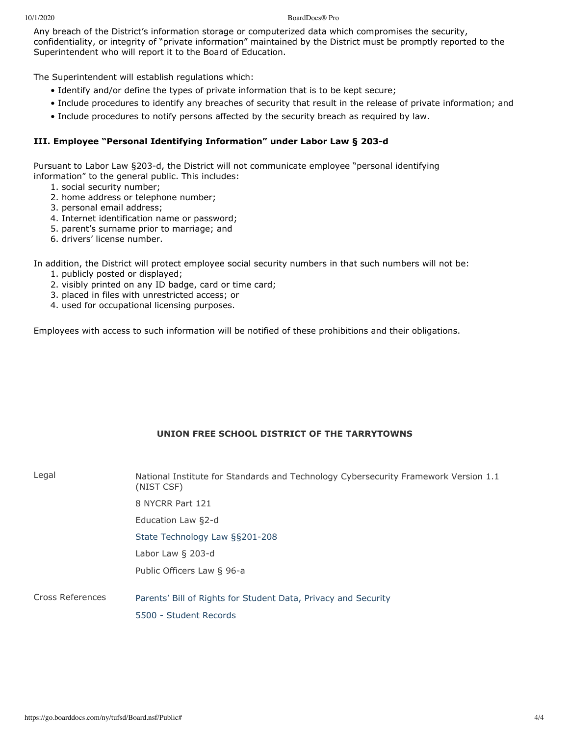Any breach of the District's information storage or computerized data which compromises the security, confidentiality, or integrity of "private information" maintained by the District must be promptly reported to the Superintendent who will report it to the Board of Education.

The Superintendent will establish regulations which:

- Identify and/or define the types of private information that is to be kept secure;
- Include procedures to identify any breaches of security that result in the release of private information; and
- Include procedures to notify persons affected by the security breach as required by law.

### III. Employee "Personal Identifying Information" under Labor Law § 203-d

Pursuant to Labor Law §203-d, the District will not communicate employee "personal identifying information" to the general public. This includes:

1. social security number;
2. home address or telephone number;
3. personal email address;
4. Internet identification name or password;
5. parent's surname prior to marriage; and
6. drivers' license number.

In addition, the District will protect employee social security numbers in that such numbers will not be:

1. publicly posted or displayed;
2. visibly printed on any ID badge, card or time card;
3. placed in files with unrestricted access; or
4. used for occupational licensing purposes.

Employees with access to such information will be notified of these prohibitions and their obligations.

**UNION FREE SCHOOL DISTRICT OF THE TARRYTOWNS**

| | |
|---|---|
| Legal | National Institute for Standards and Technology Cybersecurity Framework Version 1.1 (NIST CSF) |
| | 8 NYCRR Part 121 |
| | Education Law §2-d |
| | State Technology Law §§201-208 |
| | Labor Law § 203-d |
| | Public Officers Law § 96-a |
| Cross References | Parents' Bill of Rights for Student Data, Privacy and Security |
| | 5500 - Student Records |